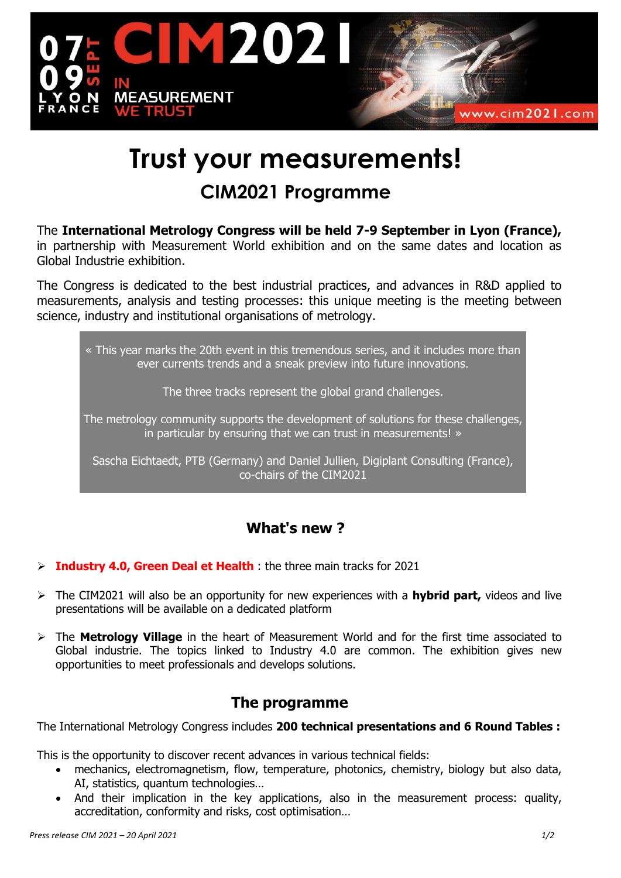07-09 SEPT LYON FRANCE

CIM2021

IN MEASUREMENT WE TRUST

www.cim2021.com

# Trust your measurements!

## CIM2021 Programme

The **International Metrology Congress will be held 7-9 September in Lyon (France),** in partnership with Measurement World exhibition and on the same dates and location as Global Industrie exhibition.

The Congress is dedicated to the best industrial practices, and advances in R&D applied to measurements, analysis and testing processes: this unique meeting is the meeting between science, industry and institutional organisations of metrology.

> « This year marks the 20th event in this tremendous series, and it includes more than ever currents trends and a sneak preview into future innovations.
>
> The three tracks represent the global grand challenges.
>
> The metrology community supports the development of solutions for these challenges, in particular by ensuring that we can trust in measurements! »
>
> Sascha Eichtaedt, PTB (Germany) and Daniel Jullien, Digiplant Consulting (France), co-chairs of the CIM2021

## What's new ?

- **Industry 4.0, Green Deal et Health** : the three main tracks for 2021
- The CIM2021 will also be an opportunity for new experiences with a **hybrid part,** videos and live presentations will be available on a dedicated platform
- The **Metrology Village** in the heart of Measurement World and for the first time associated to Global industrie. The topics linked to Industry 4.0 are common. The exhibition gives new opportunities to meet professionals and develops solutions.

## The programme

The International Metrology Congress includes **200 technical presentations and 6 Round Tables :**

This is the opportunity to discover recent advances in various technical fields:

- mechanics, electromagnetism, flow, temperature, photonics, chemistry, biology but also data, AI, statistics, quantum technologies…
- And their implication in the key applications, also in the measurement process: quality, accreditation, conformity and risks, cost optimisation…

*Press release CIM 2021 – 20 April 2021*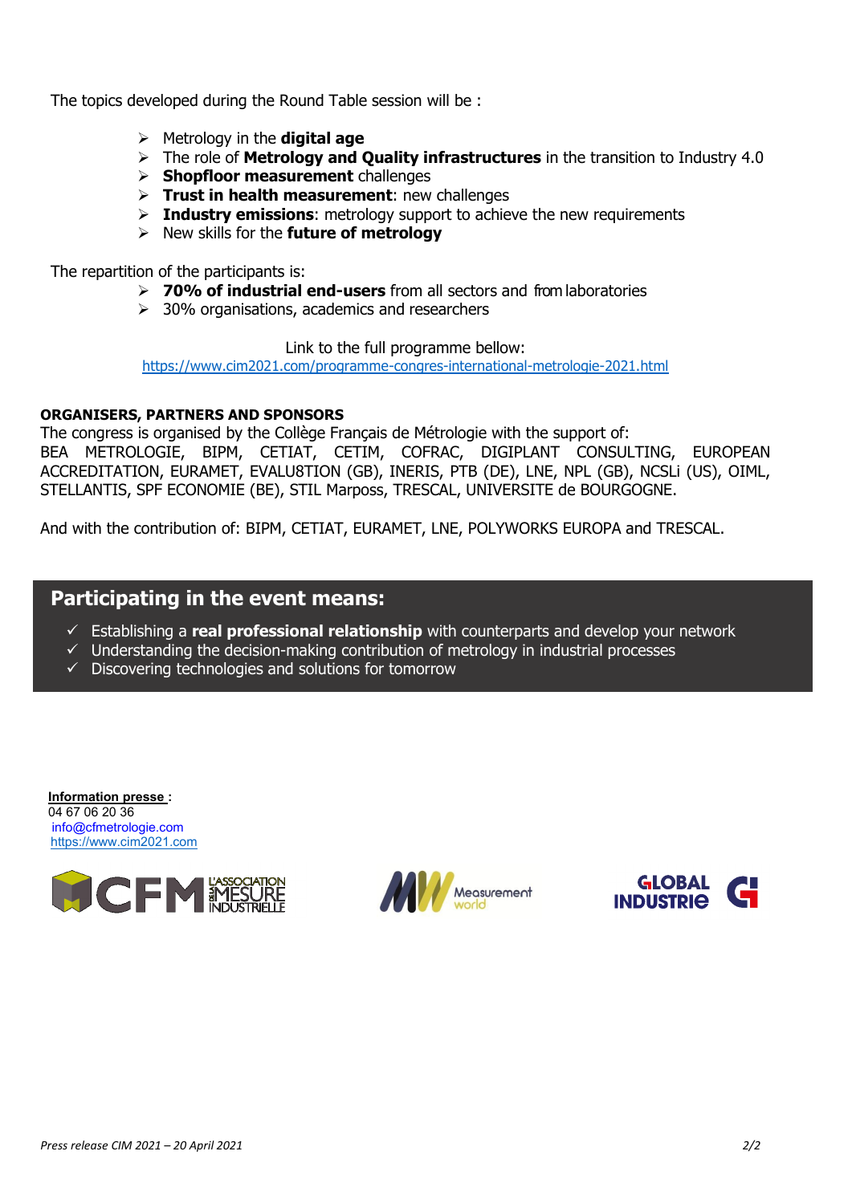The topics developed during the Round Table session will be :

- Metrology in the **digital age**
- The role of **Metrology and Quality infrastructures** in the transition to Industry 4.0
- **Shopfloor measurement** challenges
- **Trust in health measurement**: new challenges
- **Industry emissions**: metrology support to achieve the new requirements
- New skills for the **future of metrology**

The repartition of the participants is:

- **70% of industrial end-users** from all sectors and from laboratories
- 30% organisations, academics and researchers

Link to the full programme bellow:
https://www.cim2021.com/programme-congres-international-metrologie-2021.html

**ORGANISERS, PARTNERS AND SPONSORS**

The congress is organised by the Collège Français de Métrologie with the support of:
BEA METROLOGIE, BIPM, CETIAT, CETIM, COFRAC, DIGIPLANT CONSULTING, EUROPEAN ACCREDITATION, EURAMET, EVALU8TION (GB), INERIS, PTB (DE), LNE, NPL (GB), NCSLi (US), OIML, STELLANTIS, SPF ECONOMIE (BE), STIL Marposs, TRESCAL, UNIVERSITE de BOURGOGNE.

And with the contribution of: BIPM, CETIAT, EURAMET, LNE, POLYWORKS EUROPA and TRESCAL.

## Participating in the event means:

- ✓ Establishing a **real professional relationship** with counterparts and develop your network
- ✓ Understanding the decision-making contribution of metrology in industrial processes
- ✓ Discovering technologies and solutions for tomorrow

**Information presse :**
04 67 06 20 36
info@cfmetrologie.com
https://www.cim2021.com

CFM L'ASSOCIATION DE LA MESURE INDUSTRIELLE

Measurement world

GLOBAL INDUSTRIE

*Press release CIM 2021 – 20 April 2021*